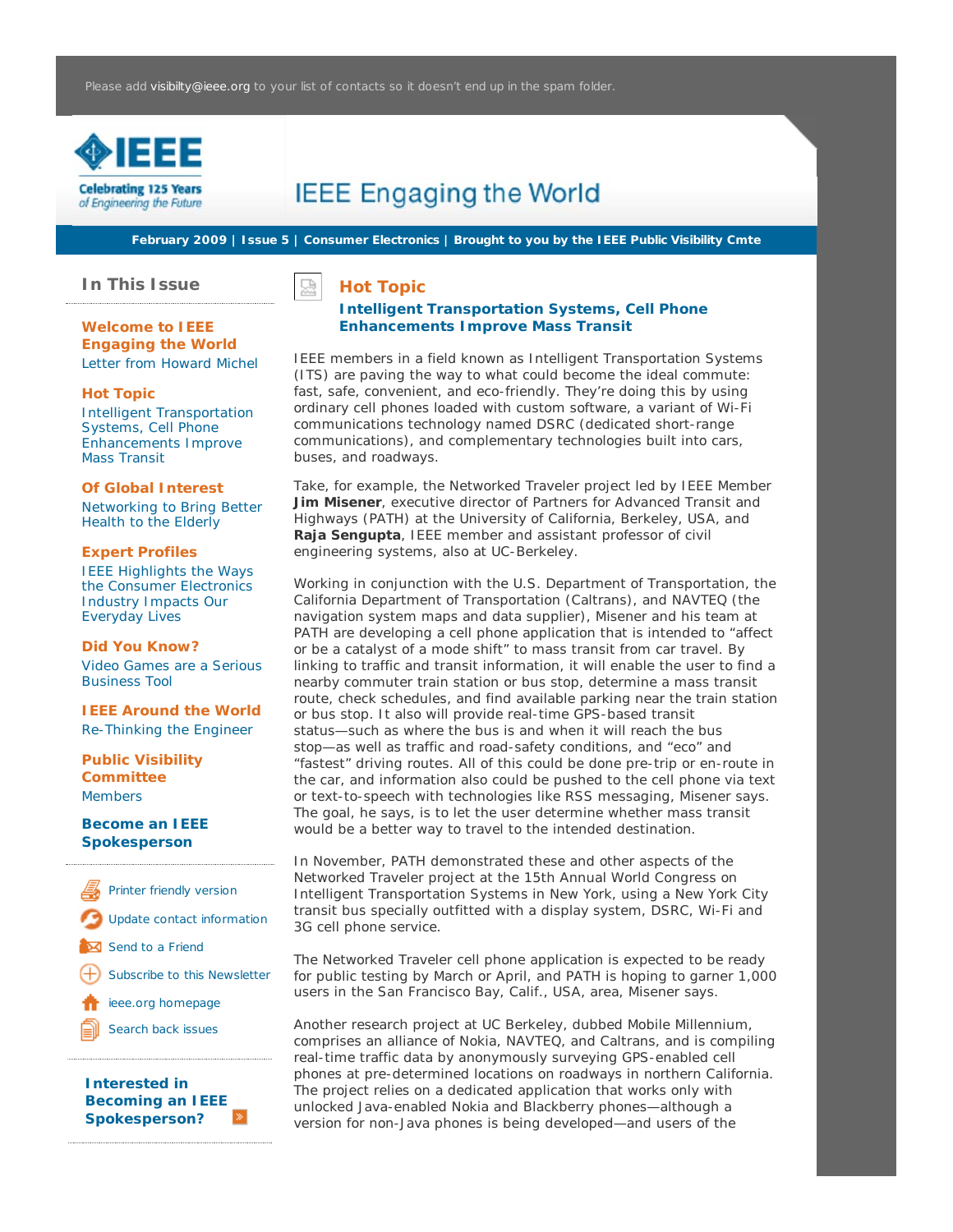Please add visibilty@ieee.org to your list of contacts so it doesn't end up in the spam folder.

IEEE
Celebrating 125 Years of Engineering the Future

# IEEE Engaging the World

**February 2009 | Issue 5 | Consumer Electronics | Brought to you by the IEEE Public Visibility Cmte**

## In This Issue

**Welcome to IEEE Engaging the World**
Letter from Howard Michel

**Hot Topic**
Intelligent Transportation Systems, Cell Phone Enhancements Improve Mass Transit

**Of Global Interest**
Networking to Bring Better Health to the Elderly

**Expert Profiles**
IEEE Highlights the Ways the Consumer Electronics Industry Impacts Our Everyday Lives

**Did You Know?**
Video Games are a Serious Business Tool

**IEEE Around the World**
Re-Thinking the Engineer

**Public Visibility Committee**
Members

**Become an IEEE Spokesperson**

- Printer friendly version
- Update contact information
- Send to a Friend
- Subscribe to this Newsletter
- ieee.org homepage
- Search back issues

**Interested in Becoming an IEEE Spokesperson?**

## Hot Topic

### Intelligent Transportation Systems, Cell Phone Enhancements Improve Mass Transit

IEEE members in a field known as Intelligent Transportation Systems (ITS) are paving the way to what could become the ideal commute: fast, safe, convenient, and eco-friendly. They're doing this by using ordinary cell phones loaded with custom software, a variant of Wi-Fi communications technology named DSRC (dedicated short-range communications), and complementary technologies built into cars, buses, and roadways.

Take, for example, the Networked Traveler project led by IEEE Member **Jim Misener**, executive director of Partners for Advanced Transit and Highways (PATH) at the University of California, Berkeley, USA, and **Raja Sengupta**, IEEE member and assistant professor of civil engineering systems, also at UC-Berkeley.

Working in conjunction with the U.S. Department of Transportation, the California Department of Transportation (Caltrans), and NAVTEQ (the navigation system maps and data supplier), Misener and his team at PATH are developing a cell phone application that is intended to "affect or be a catalyst of a mode shift" to mass transit from car travel. By linking to traffic and transit information, it will enable the user to find a nearby commuter train station or bus stop, determine a mass transit route, check schedules, and find available parking near the train station or bus stop. It also will provide real-time GPS-based transit status—such as where the bus is and when it will reach the bus stop—as well as traffic and road-safety conditions, and "eco" and "fastest" driving routes. All of this could be done pre-trip or en-route in the car, and information also could be pushed to the cell phone via text or text-to-speech with technologies like RSS messaging, Misener says. The goal, he says, is to let the user determine whether mass transit would be a better way to travel to the intended destination.

In November, PATH demonstrated these and other aspects of the Networked Traveler project at the 15th Annual World Congress on Intelligent Transportation Systems in New York, using a New York City transit bus specially outfitted with a display system, DSRC, Wi-Fi and 3G cell phone service.

The Networked Traveler cell phone application is expected to be ready for public testing by March or April, and PATH is hoping to garner 1,000 users in the San Francisco Bay, Calif., USA, area, Misener says.

Another research project at UC Berkeley, dubbed Mobile Millennium, comprises an alliance of Nokia, NAVTEQ, and Caltrans, and is compiling real-time traffic data by anonymously surveying GPS-enabled cell phones at pre-determined locations on roadways in northern California. The project relies on a dedicated application that works only with unlocked Java-enabled Nokia and Blackberry phones—although a version for non-Java phones is being developed—and users of the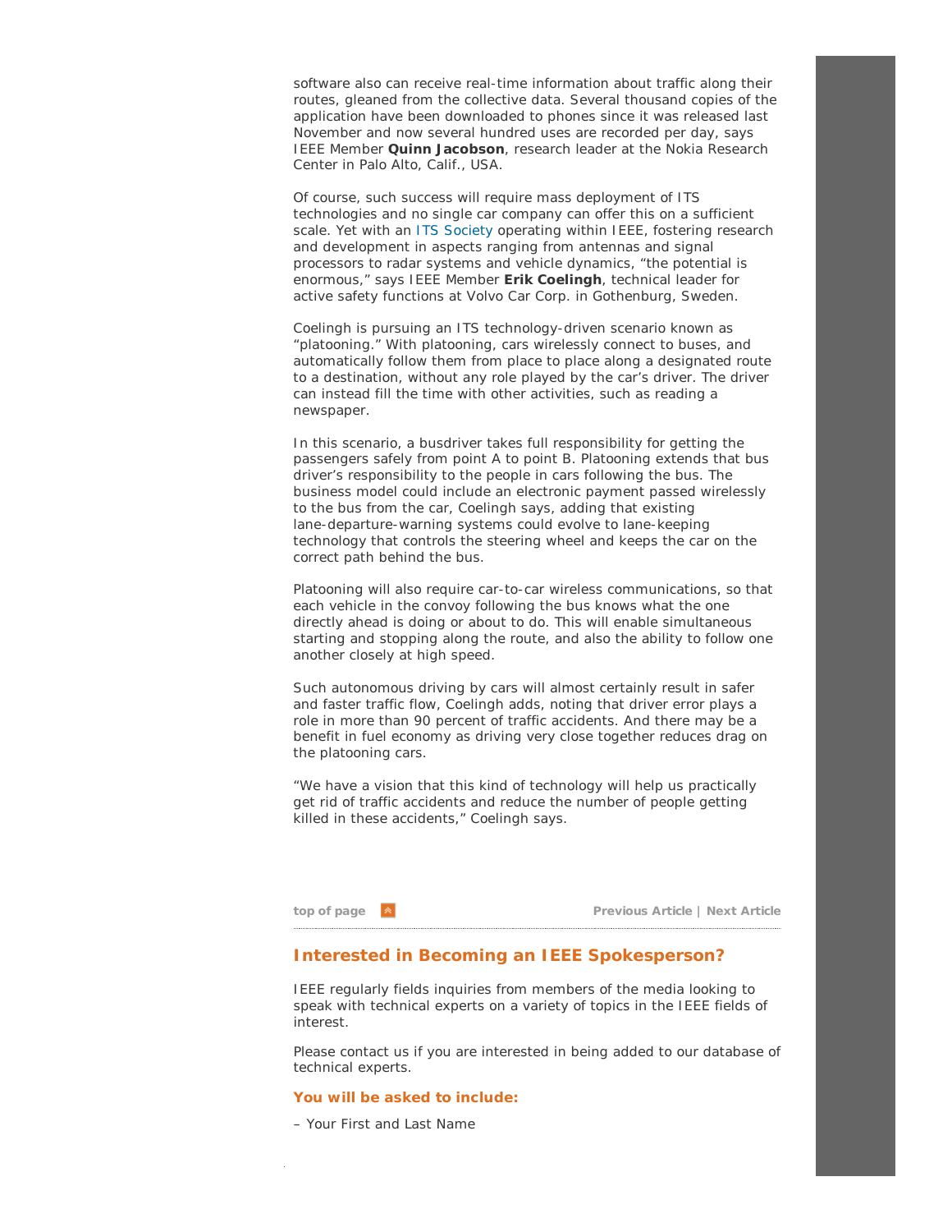software also can receive real-time information about traffic along their routes, gleaned from the collective data. Several thousand copies of the application have been downloaded to phones since it was released last November and now several hundred uses are recorded per day, says IEEE Member **Quinn Jacobson**, research leader at the Nokia Research Center in Palo Alto, Calif., USA.

Of course, such success will require mass deployment of ITS technologies and no single car company can offer this on a sufficient scale. Yet with an ITS Society operating within IEEE, fostering research and development in aspects ranging from antennas and signal processors to radar systems and vehicle dynamics, "the potential is enormous," says IEEE Member **Erik Coelingh**, technical leader for active safety functions at Volvo Car Corp. in Gothenburg, Sweden.

Coelingh is pursuing an ITS technology-driven scenario known as "platooning." With platooning, cars wirelessly connect to buses, and automatically follow them from place to place along a designated route to a destination, without any role played by the car's driver. The driver can instead fill the time with other activities, such as reading a newspaper.

In this scenario, a busdriver takes full responsibility for getting the passengers safely from point A to point B. Platooning extends that bus driver's responsibility to the people in cars following the bus. The business model could include an electronic payment passed wirelessly to the bus from the car, Coelingh says, adding that existing lane-departure-warning systems could evolve to lane-keeping technology that controls the steering wheel and keeps the car on the correct path behind the bus.

Platooning will also require car-to-car wireless communications, so that each vehicle in the convoy following the bus knows what the one directly ahead is doing or about to do. This will enable simultaneous starting and stopping along the route, and also the ability to follow one another closely at high speed.

Such autonomous driving by cars will almost certainly result in safer and faster traffic flow, Coelingh adds, noting that driver error plays a role in more than 90 percent of traffic accidents. And there may be a benefit in fuel economy as driving very close together reduces drag on the platooning cars.

"We have a vision that this kind of technology will help us practically get rid of traffic accidents and reduce the number of people getting killed in these accidents," Coelingh says.

top of page | Previous Article | Next Article

## Interested in Becoming an IEEE Spokesperson?

IEEE regularly fields inquiries from members of the media looking to speak with technical experts on a variety of topics in the IEEE fields of interest.

Please contact us if you are interested in being added to our database of technical experts.

**You will be asked to include:**

– Your First and Last Name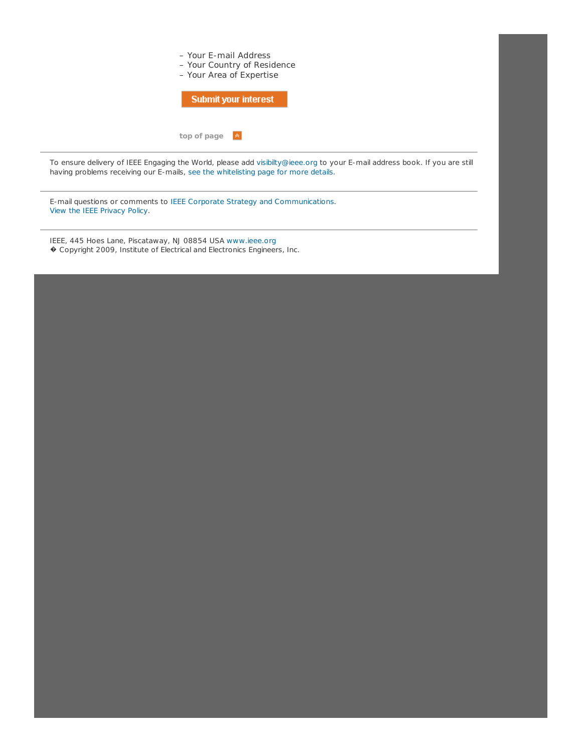- Your E-mail Address
- Your Country of Residence
- Your Area of Expertise

Submit your interest

top of page

---

To ensure delivery of IEEE Engaging the World, please add visibilty@ieee.org to your E-mail address book. If you are still having problems receiving our E-mails, see the whitelisting page for more details.

---

E-mail questions or comments to IEEE Corporate Strategy and Communications.
View the IEEE Privacy Policy.

---

IEEE, 445 Hoes Lane, Piscataway, NJ 08854 USA www.ieee.org
� Copyright 2009, Institute of Electrical and Electronics Engineers, Inc.